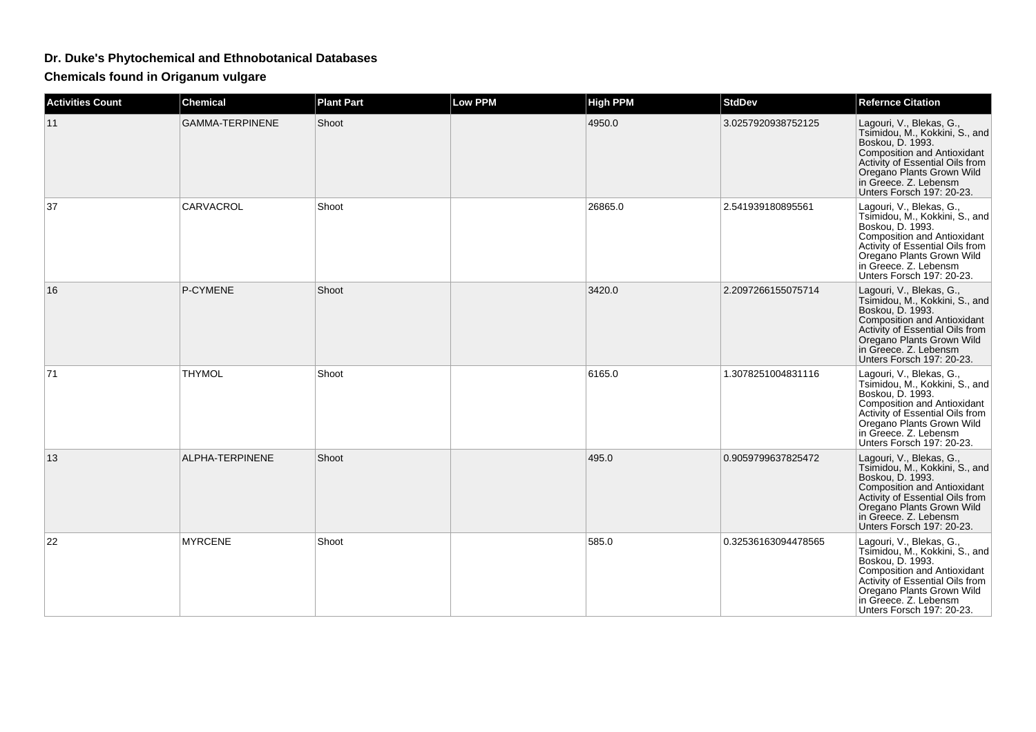# Dr. Duke's Phytochemical and Ethnobotanical Databases

## Chemicals found in Origanum vulgare

| Activities Count | Chemical | Plant Part | Low PPM | High PPM | StdDev | Refernce Citation |
|---|---|---|---|---|---|---|
| 11 | GAMMA-TERPINENE | Shoot | | 4950.0 | 3.0257920938752125 | Lagouri, V., Blekas, G., Tsimidou, M., Kokkini, S., and Boskou, D. 1993. Composition and Antioxidant Activity of Essential Oils from Oregano Plants Grown Wild in Greece. Z. Lebensm Unters Forsch 197: 20-23. |
| 37 | CARVACROL | Shoot | | 26865.0 | 2.541939180895561 | Lagouri, V., Blekas, G., Tsimidou, M., Kokkini, S., and Boskou, D. 1993. Composition and Antioxidant Activity of Essential Oils from Oregano Plants Grown Wild in Greece. Z. Lebensm Unters Forsch 197: 20-23. |
| 16 | P-CYMENE | Shoot | | 3420.0 | 2.2097266155075714 | Lagouri, V., Blekas, G., Tsimidou, M., Kokkini, S., and Boskou, D. 1993. Composition and Antioxidant Activity of Essential Oils from Oregano Plants Grown Wild in Greece. Z. Lebensm Unters Forsch 197: 20-23. |
| 71 | THYMOL | Shoot | | 6165.0 | 1.3078251004831116 | Lagouri, V., Blekas, G., Tsimidou, M., Kokkini, S., and Boskou, D. 1993. Composition and Antioxidant Activity of Essential Oils from Oregano Plants Grown Wild in Greece. Z. Lebensm Unters Forsch 197: 20-23. |
| 13 | ALPHA-TERPINENE | Shoot | | 495.0 | 0.9059799637825472 | Lagouri, V., Blekas, G., Tsimidou, M., Kokkini, S., and Boskou, D. 1993. Composition and Antioxidant Activity of Essential Oils from Oregano Plants Grown Wild in Greece. Z. Lebensm Unters Forsch 197: 20-23. |
| 22 | MYRCENE | Shoot | | 585.0 | 0.32536163094478565 | Lagouri, V., Blekas, G., Tsimidou, M., Kokkini, S., and Boskou, D. 1993. Composition and Antioxidant Activity of Essential Oils from Oregano Plants Grown Wild in Greece. Z. Lebensm Unters Forsch 197: 20-23. |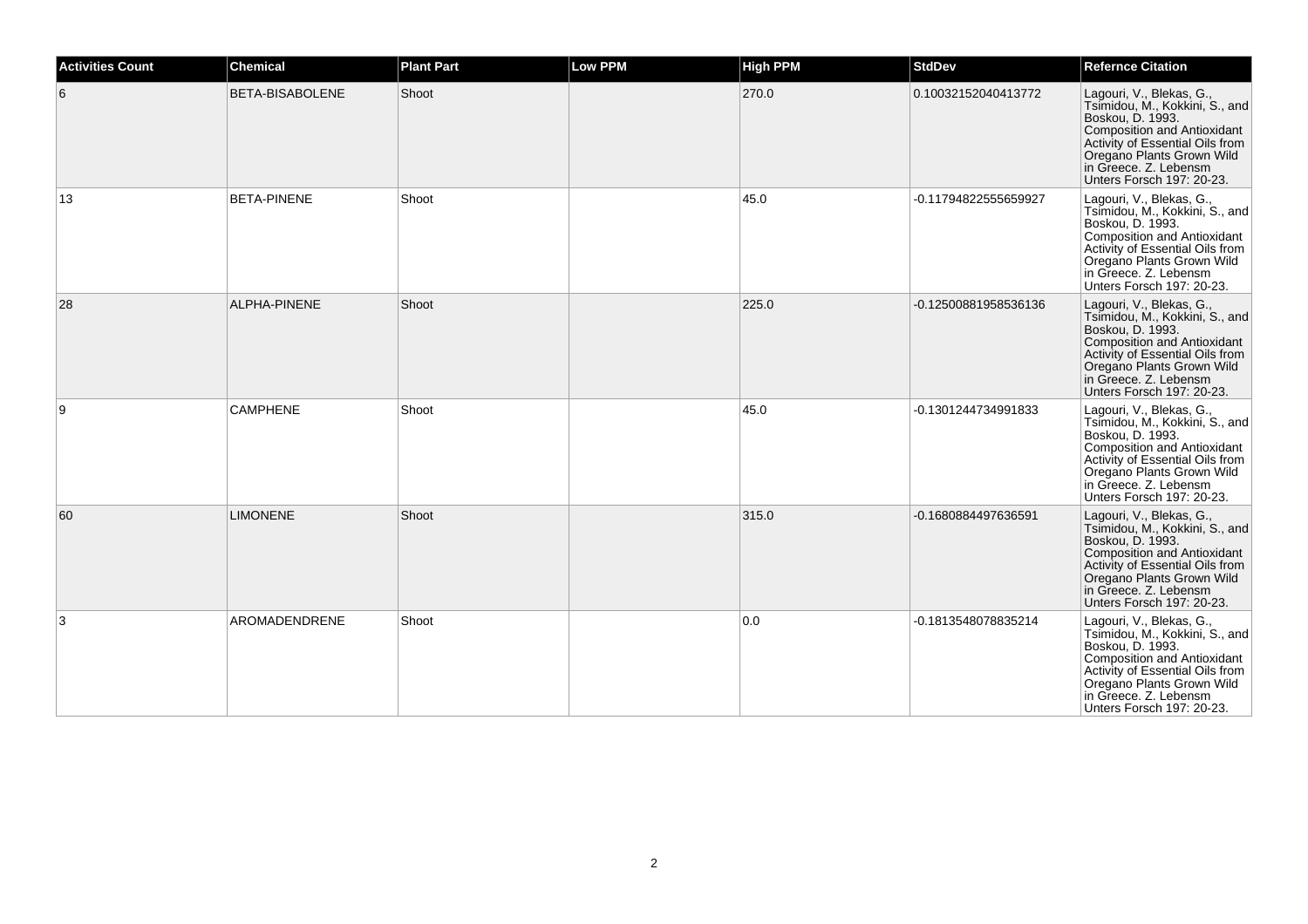| Activities Count | Chemical | Plant Part | Low PPM | High PPM | StdDev | Refernce Citation |
| --- | --- | --- | --- | --- | --- | --- |
| 6 | BETA-BISABOLENE | Shoot | | 270.0 | 0.10032152040413772 | Lagouri, V., Blekas, G., Tsimidou, M., Kokkini, S., and Boskou, D. 1993. Composition and Antioxidant Activity of Essential Oils from Oregano Plants Grown Wild in Greece. Z. Lebensm Unters Forsch 197: 20-23. |
| 13 | BETA-PINENE | Shoot | | 45.0 | -0.11794822555659927 | Lagouri, V., Blekas, G., Tsimidou, M., Kokkini, S., and Boskou, D. 1993. Composition and Antioxidant Activity of Essential Oils from Oregano Plants Grown Wild in Greece. Z. Lebensm Unters Forsch 197: 20-23. |
| 28 | ALPHA-PINENE | Shoot | | 225.0 | -0.12500881958536136 | Lagouri, V., Blekas, G., Tsimidou, M., Kokkini, S., and Boskou, D. 1993. Composition and Antioxidant Activity of Essential Oils from Oregano Plants Grown Wild in Greece. Z. Lebensm Unters Forsch 197: 20-23. |
| 9 | CAMPHENE | Shoot | | 45.0 | -0.1301244734991833 | Lagouri, V., Blekas, G., Tsimidou, M., Kokkini, S., and Boskou, D. 1993. Composition and Antioxidant Activity of Essential Oils from Oregano Plants Grown Wild in Greece. Z. Lebensm Unters Forsch 197: 20-23. |
| 60 | LIMONENE | Shoot | | 315.0 | -0.1680884497636591 | Lagouri, V., Blekas, G., Tsimidou, M., Kokkini, S., and Boskou, D. 1993. Composition and Antioxidant Activity of Essential Oils from Oregano Plants Grown Wild in Greece. Z. Lebensm Unters Forsch 197: 20-23. |
| 3 | AROMADENDRENE | Shoot | | 0.0 | -0.1813548078835214 | Lagouri, V., Blekas, G., Tsimidou, M., Kokkini, S., and Boskou, D. 1993. Composition and Antioxidant Activity of Essential Oils from Oregano Plants Grown Wild in Greece. Z. Lebensm Unters Forsch 197: 20-23. |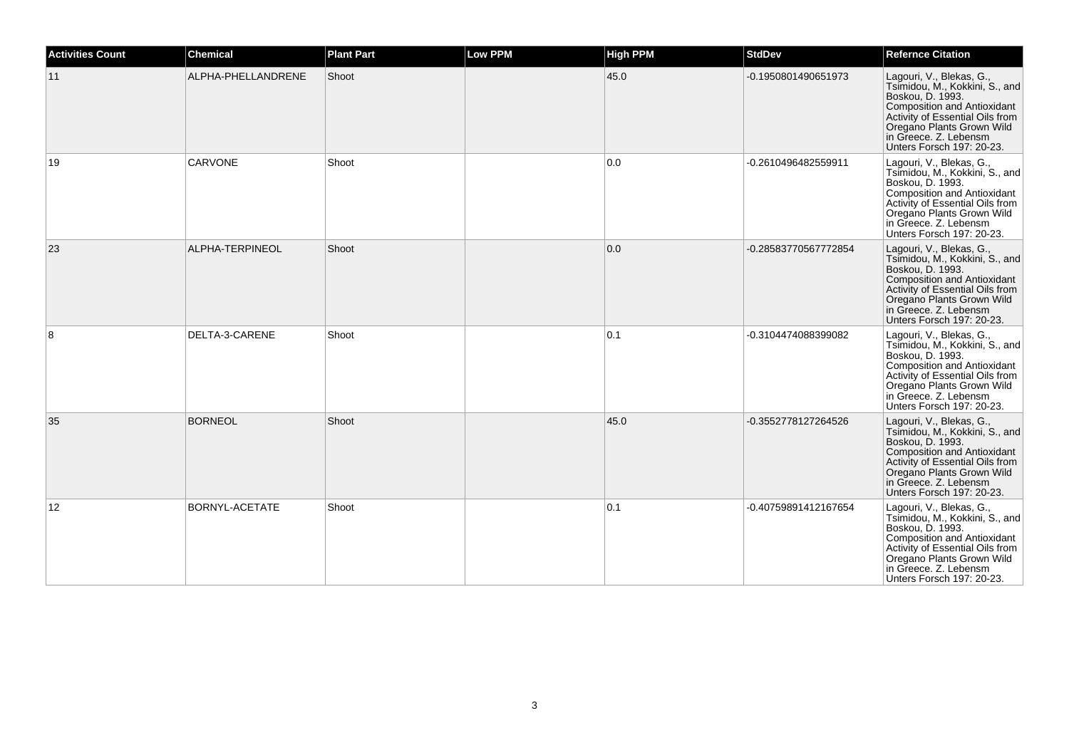| Activities Count | Chemical | Plant Part | Low PPM | High PPM | StdDev | Refernce Citation |
|---|---|---|---|---|---|---|
| 11 | ALPHA-PHELLANDRENE | Shoot | | 45.0 | -0.1950801490651973 | Lagouri, V., Blekas, G., Tsimidou, M., Kokkini, S., and Boskou, D. 1993. Composition and Antioxidant Activity of Essential Oils from Oregano Plants Grown Wild in Greece. Z. Lebensm Unters Forsch 197: 20-23. |
| 19 | CARVONE | Shoot | | 0.0 | -0.2610496482559911 | Lagouri, V., Blekas, G., Tsimidou, M., Kokkini, S., and Boskou, D. 1993. Composition and Antioxidant Activity of Essential Oils from Oregano Plants Grown Wild in Greece. Z. Lebensm Unters Forsch 197: 20-23. |
| 23 | ALPHA-TERPINEOL | Shoot | | 0.0 | -0.28583770567772854 | Lagouri, V., Blekas, G., Tsimidou, M., Kokkini, S., and Boskou, D. 1993. Composition and Antioxidant Activity of Essential Oils from Oregano Plants Grown Wild in Greece. Z. Lebensm Unters Forsch 197: 20-23. |
| 8 | DELTA-3-CARENE | Shoot | | 0.1 | -0.3104474088399082 | Lagouri, V., Blekas, G., Tsimidou, M., Kokkini, S., and Boskou, D. 1993. Composition and Antioxidant Activity of Essential Oils from Oregano Plants Grown Wild in Greece. Z. Lebensm Unters Forsch 197: 20-23. |
| 35 | BORNEOL | Shoot | | 45.0 | -0.3552778127264526 | Lagouri, V., Blekas, G., Tsimidou, M., Kokkini, S., and Boskou, D. 1993. Composition and Antioxidant Activity of Essential Oils from Oregano Plants Grown Wild in Greece. Z. Lebensm Unters Forsch 197: 20-23. |
| 12 | BORNYL-ACETATE | Shoot | | 0.1 | -0.40759891412167654 | Lagouri, V., Blekas, G., Tsimidou, M., Kokkini, S., and Boskou, D. 1993. Composition and Antioxidant Activity of Essential Oils from Oregano Plants Grown Wild in Greece. Z. Lebensm Unters Forsch 197: 20-23. |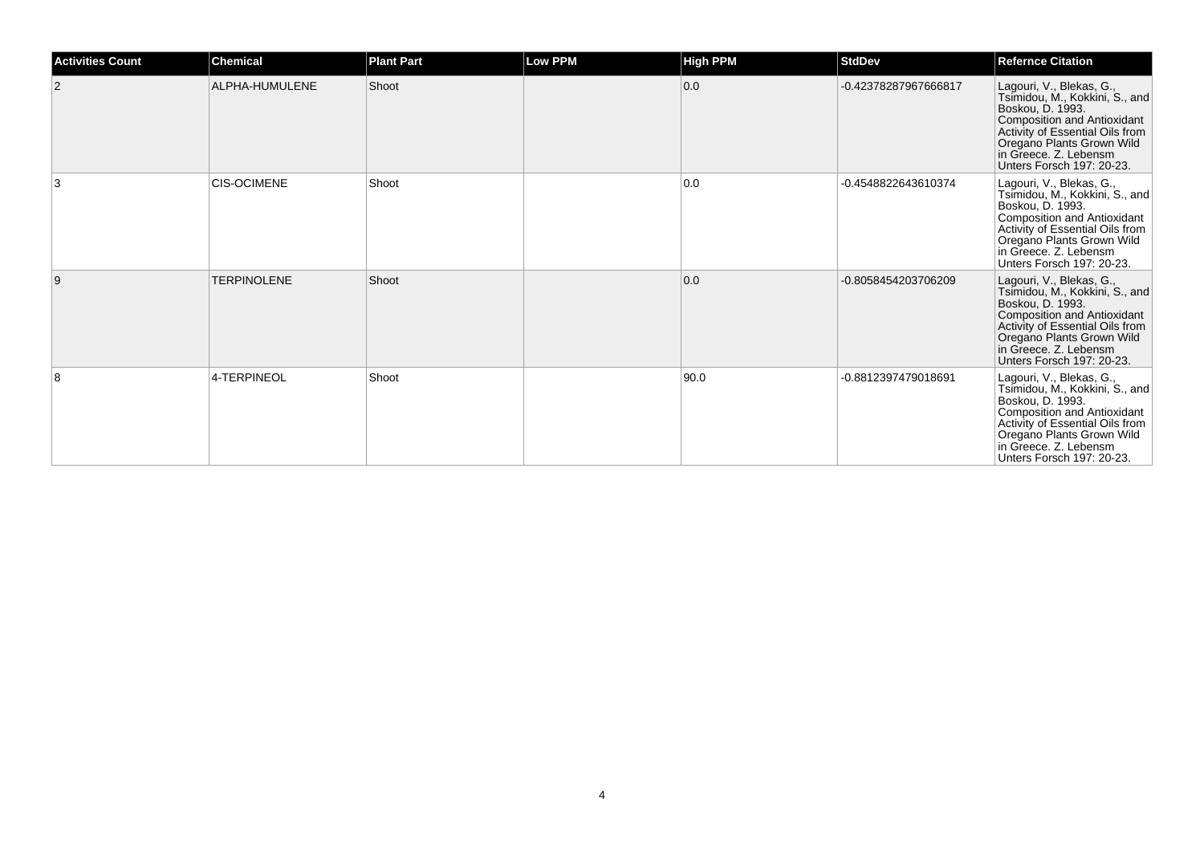| Activities Count | Chemical | Plant Part | Low PPM | High PPM | StdDev | Refernce Citation |
|---|---|---|---|---|---|---|
| 2 | ALPHA-HUMULENE | Shoot | | 0.0 | -0.42378287967666817 | Lagouri, V., Blekas, G., Tsimidou, M., Kokkini, S., and Boskou, D. 1993. Composition and Antioxidant Activity of Essential Oils from Oregano Plants Grown Wild in Greece. Z. Lebensm Unters Forsch 197: 20-23. |
| 3 | CIS-OCIMENE | Shoot | | 0.0 | -0.4548822643610374 | Lagouri, V., Blekas, G., Tsimidou, M., Kokkini, S., and Boskou, D. 1993. Composition and Antioxidant Activity of Essential Oils from Oregano Plants Grown Wild in Greece. Z. Lebensm Unters Forsch 197: 20-23. |
| 9 | TERPINOLENE | Shoot | | 0.0 | -0.8058454203706209 | Lagouri, V., Blekas, G., Tsimidou, M., Kokkini, S., and Boskou, D. 1993. Composition and Antioxidant Activity of Essential Oils from Oregano Plants Grown Wild in Greece. Z. Lebensm Unters Forsch 197: 20-23. |
| 8 | 4-TERPINEOL | Shoot | | 90.0 | -0.8812397479018691 | Lagouri, V., Blekas, G., Tsimidou, M., Kokkini, S., and Boskou, D. 1993. Composition and Antioxidant Activity of Essential Oils from Oregano Plants Grown Wild in Greece. Z. Lebensm Unters Forsch 197: 20-23. |